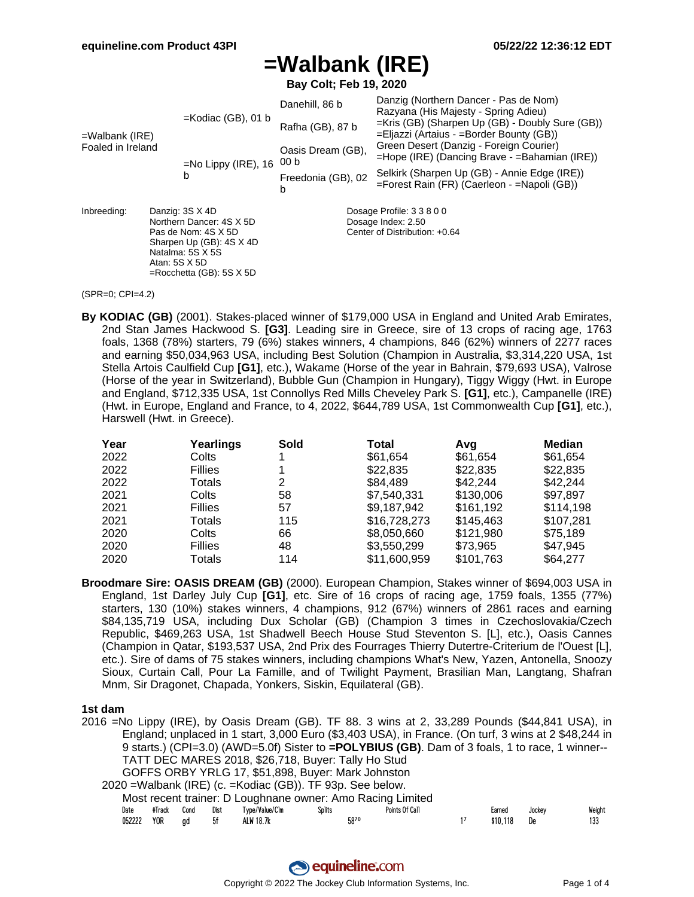# =Walbank (IRE)

**Bay Colt; Feb 19, 2020**

| | | | |
|---|---|---|---|
| =Walbank (IRE) Foaled in Ireland | =Kodiac (GB), 01 b | Danehill, 86 b | Danzig (Northern Dancer - Pas de Nom) Razyana (His Majesty - Spring Adieu) |
| | | Rafha (GB), 87 b | =Kris (GB) (Sharpen Up (GB) - Doubly Sure (GB)) =Eljazzi (Artaius - =Border Bounty (GB)) |
| | =No Lippy (IRE), 16 b | Oasis Dream (GB), 00 b | Green Desert (Danzig - Foreign Courier) =Hope (IRE) (Dancing Brave - =Bahamian (IRE)) |
| | | Freedonia (GB), 02 b | Selkirk (Sharpen Up (GB) - Annie Edge (IRE)) =Forest Rain (FR) (Caerleon - =Napoli (GB)) |

Inbreeding:
Danzig: 3S X 4D
Northern Dancer: 4S X 5D
Pas de Nom: 4S X 5D
Sharpen Up (GB): 4S X 4D
Natalma: 5S X 5S
Atan: 5S X 5D
=Rocchetta (GB): 5S X 5D

Dosage Profile: 3 3 8 0 0
Dosage Index: 2.50
Center of Distribution: +0.64

(SPR=0; CPI=4.2)

**By KODIAC (GB)** (2001). Stakes-placed winner of $179,000 USA in England and United Arab Emirates, 2nd Stan James Hackwood S. **[G3]**. Leading sire in Greece, sire of 13 crops of racing age, 1763 foals, 1368 (78%) starters, 79 (6%) stakes winners, 4 champions, 846 (62%) winners of 2277 races and earning $50,034,963 USA, including Best Solution (Champion in Australia, $3,314,220 USA, 1st Stella Artois Caulfield Cup **[G1]**, etc.), Wakame (Horse of the year in Bahrain, $79,693 USA), Valrose (Horse of the year in Switzerland), Bubble Gun (Champion in Hungary), Tiggy Wiggy (Hwt. in Europe and England, $712,335 USA, 1st Connollys Red Mills Cheveley Park S. **[G1]**, etc.), Campanelle (IRE) (Hwt. in Europe, England and France, to 4, 2022, $644,789 USA, 1st Commonwealth Cup **[G1]**, etc.), Harswell (Hwt. in Greece).

| Year | Yearlings | Sold | Total | Avg | Median |
|---|---|---|---|---|---|
| 2022 | Colts | 1 | $61,654 | $61,654 | $61,654 |
| 2022 | Fillies | 1 | $22,835 | $22,835 | $22,835 |
| 2022 | Totals | 2 | $84,489 | $42,244 | $42,244 |
| 2021 | Colts | 58 | $7,540,331 | $130,006 | $97,897 |
| 2021 | Fillies | 57 | $9,187,942 | $161,192 | $114,198 |
| 2021 | Totals | 115 | $16,728,273 | $145,463 | $107,281 |
| 2020 | Colts | 66 | $8,050,660 | $121,980 | $75,189 |
| 2020 | Fillies | 48 | $3,550,299 | $73,965 | $47,945 |
| 2020 | Totals | 114 | $11,600,959 | $101,763 | $64,277 |

**Broodmare Sire: OASIS DREAM (GB)** (2000). European Champion, Stakes winner of $694,003 USA in England, 1st Darley July Cup **[G1]**, etc. Sire of 16 crops of racing age, 1759 foals, 1355 (77%) starters, 130 (10%) stakes winners, 4 champions, 912 (67%) winners of 2861 races and earning $84,135,719 USA, including Dux Scholar (GB) (Champion 3 times in Czechoslovakia/Czech Republic, $469,263 USA, 1st Shadwell Beech House Stud Steventon S. [L], etc.), Oasis Cannes (Champion in Qatar, $193,537 USA, 2nd Prix des Fourrages Thierry Dutertre-Criterium de l'Ouest [L], etc.). Sire of dams of 75 stakes winners, including champions What's New, Yazen, Antonella, Snoozy Sioux, Curtain Call, Pour La Famille, and of Twilight Payment, Brasilian Man, Langtang, Shafran Mnm, Sir Dragonet, Chapada, Yonkers, Siskin, Equilateral (GB).

### 1st dam

2016 =No Lippy (IRE), by Oasis Dream (GB). TF 88. 3 wins at 2, 33,289 Pounds ($44,841 USA), in England; unplaced in 1 start, 3,000 Euro ($3,403 USA), in France. (On turf, 3 wins at 2 $48,244 in 9 starts.) (CPI=3.0) (AWD=5.0f) Sister to **=POLYBIUS (GB)**. Dam of 3 foals, 1 to race, 1 winner--
TATT DEC MARES 2018, $26,718, Buyer: Tally Ho Stud
GOFFS ORBY YRLG 17, $51,898, Buyer: Mark Johnston

2020 =Walbank (IRE) (c. =Kodiac (GB)). TF 93p. See below.
Most recent trainer: D Loughnane owner: Amo Racing Limited

| Date | #Track | Cond | Dist | Type/Value/Clm | Splits | Points Of Call | | Earned | Jockey | Weight |
|---|---|---|---|---|---|---|---|---|---|---|
| 052222 | YOR | gd | 5f | ALW 18.7k | 5870 | | 17 | $10,118 | De | 133 |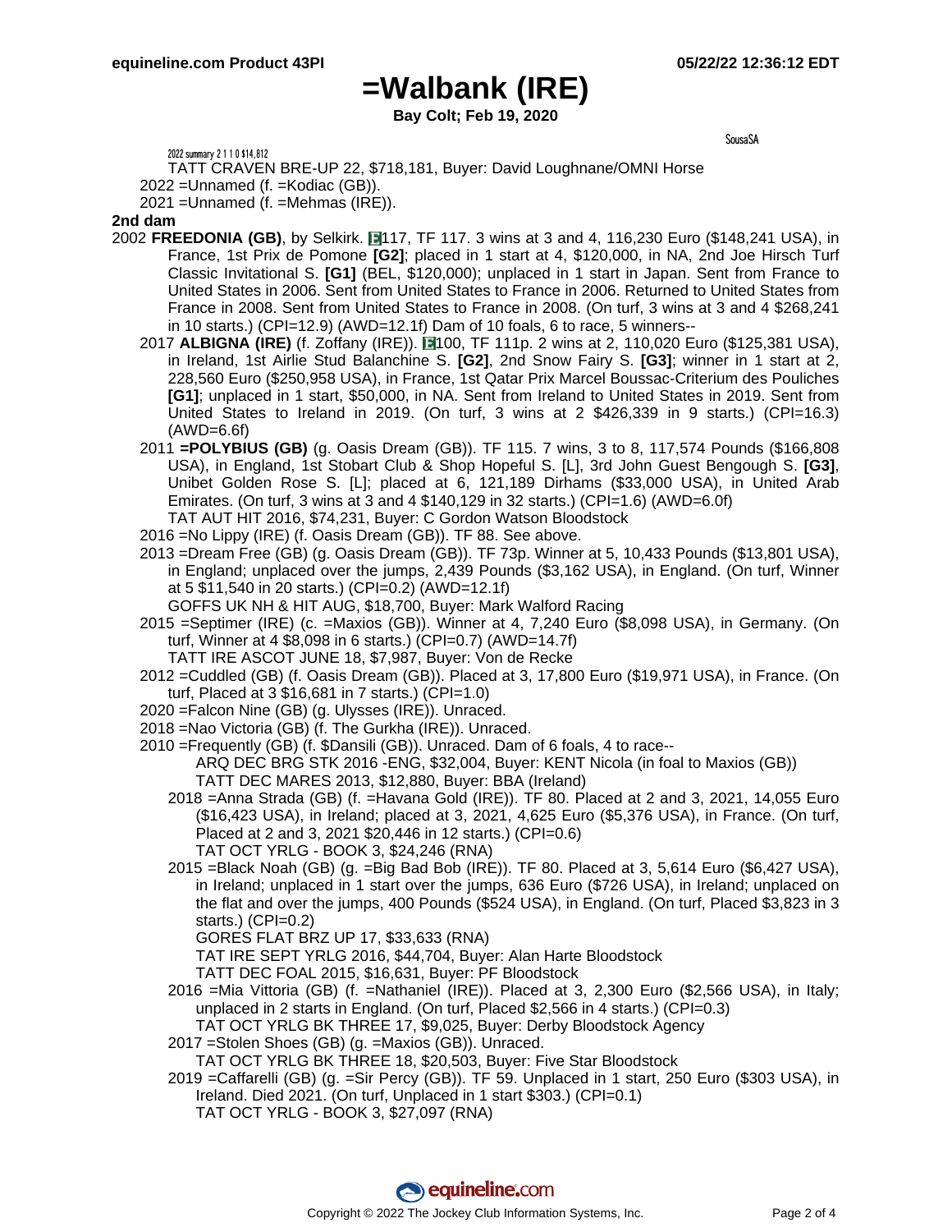# =Walbank (IRE)

**Bay Colt; Feb 19, 2020**

SousaSA

2022 summary 2 1 1 0 $14,812

TATT CRAVEN BRE-UP 22, $718,181, Buyer: David Loughnane/OMNI Horse

2022 =Unnamed (f. =Kodiac (GB)).

2021 =Unnamed (f. =Mehmas (IRE)).

**2nd dam**

2002 **FREEDONIA (GB)**, by Selkirk. E117, TF 117. 3 wins at 3 and 4, 116,230 Euro ($148,241 USA), in France, 1st Prix de Pomone **[G2]**; placed in 1 start at 4, $120,000, in NA, 2nd Joe Hirsch Turf Classic Invitational S. **[G1]** (BEL, $120,000); unplaced in 1 start in Japan. Sent from France to United States in 2006. Sent from United States to France in 2006. Returned to United States from France in 2008. Sent from United States to France in 2008. (On turf, 3 wins at 3 and 4 $268,241 in 10 starts.) (CPI=12.9) (AWD=12.1f) Dam of 10 foals, 6 to race, 5 winners--

2017 **ALBIGNA (IRE)** (f. Zoffany (IRE)). E100, TF 111p. 2 wins at 2, 110,020 Euro ($125,381 USA), in Ireland, 1st Airlie Stud Balanchine S. **[G2]**, 2nd Snow Fairy S. **[G3]**; winner in 1 start at 2, 228,560 Euro ($250,958 USA), in France, 1st Qatar Prix Marcel Boussac-Criterium des Pouliches **[G1]**; unplaced in 1 start, $50,000, in NA. Sent from Ireland to United States in 2019. Sent from United States to Ireland in 2019. (On turf, 3 wins at 2 $426,339 in 9 starts.) (CPI=16.3) (AWD=6.6f)

2011 **=POLYBIUS (GB)** (g. Oasis Dream (GB)). TF 115. 7 wins, 3 to 8, 117,574 Pounds ($166,808 USA), in England, 1st Stobart Club & Shop Hopeful S. [L], 3rd John Guest Bengough S. **[G3]**, Unibet Golden Rose S. [L]; placed at 6, 121,189 Dirhams ($33,000 USA), in United Arab Emirates. (On turf, 3 wins at 3 and 4 $140,129 in 32 starts.) (CPI=1.6) (AWD=6.0f)
TAT AUT HIT 2016, $74,231, Buyer: C Gordon Watson Bloodstock

2016 =No Lippy (IRE) (f. Oasis Dream (GB)). TF 88. See above.

2013 =Dream Free (GB) (g. Oasis Dream (GB)). TF 73p. Winner at 5, 10,433 Pounds ($13,801 USA), in England; unplaced over the jumps, 2,439 Pounds ($3,162 USA), in England. (On turf, Winner at 5 $11,540 in 20 starts.) (CPI=0.2) (AWD=12.1f)
GOFFS UK NH & HIT AUG, $18,700, Buyer: Mark Walford Racing

2015 =Septimer (IRE) (c. =Maxios (GB)). Winner at 4, 7,240 Euro ($8,098 USA), in Germany. (On turf, Winner at 4 $8,098 in 6 starts.) (CPI=0.7) (AWD=14.7f)
TATT IRE ASCOT JUNE 18, $7,987, Buyer: Von de Recke

2012 =Cuddled (GB) (f. Oasis Dream (GB)). Placed at 3, 17,800 Euro ($19,971 USA), in France. (On turf, Placed at 3 $16,681 in 7 starts.) (CPI=1.0)

2020 =Falcon Nine (GB) (g. Ulysses (IRE)). Unraced.

2018 =Nao Victoria (GB) (f. The Gurkha (IRE)). Unraced.

2010 =Frequently (GB) (f. $Dansili (GB)). Unraced. Dam of 6 foals, 4 to race--
ARQ DEC BRG STK 2016 -ENG, $32,004, Buyer: KENT Nicola (in foal to Maxios (GB))
TATT DEC MARES 2013, $12,880, Buyer: BBA (Ireland)

2018 =Anna Strada (GB) (f. =Havana Gold (IRE)). TF 80. Placed at 2 and 3, 2021, 14,055 Euro ($16,423 USA), in Ireland; placed at 3, 2021, 4,625 Euro ($5,376 USA), in France. (On turf, Placed at 2 and 3, 2021 $20,446 in 12 starts.) (CPI=0.6)
TAT OCT YRLG - BOOK 3, $24,246 (RNA)

2015 =Black Noah (GB) (g. =Big Bad Bob (IRE)). TF 80. Placed at 3, 5,614 Euro ($6,427 USA), in Ireland; unplaced in 1 start over the jumps, 636 Euro ($726 USA), in Ireland; unplaced on the flat and over the jumps, 400 Pounds ($524 USA), in England. (On turf, Placed $3,823 in 3 starts.) (CPI=0.2)
GORES FLAT BRZ UP 17, $33,633 (RNA)
TAT IRE SEPT YRLG 2016, $44,704, Buyer: Alan Harte Bloodstock
TATT DEC FOAL 2015, $16,631, Buyer: PF Bloodstock

2016 =Mia Vittoria (GB) (f. =Nathaniel (IRE)). Placed at 3, 2,300 Euro ($2,566 USA), in Italy; unplaced in 2 starts in England. (On turf, Placed $2,566 in 4 starts.) (CPI=0.3)
TAT OCT YRLG BK THREE 17, $9,025, Buyer: Derby Bloodstock Agency

2017 =Stolen Shoes (GB) (g. =Maxios (GB)). Unraced.
TAT OCT YRLG BK THREE 18, $20,503, Buyer: Five Star Bloodstock

2019 =Caffarelli (GB) (g. =Sir Percy (GB)). TF 59. Unplaced in 1 start, 250 Euro ($303 USA), in Ireland. Died 2021. (On turf, Unplaced in 1 start $303.) (CPI=0.1)
TAT OCT YRLG - BOOK 3, $27,097 (RNA)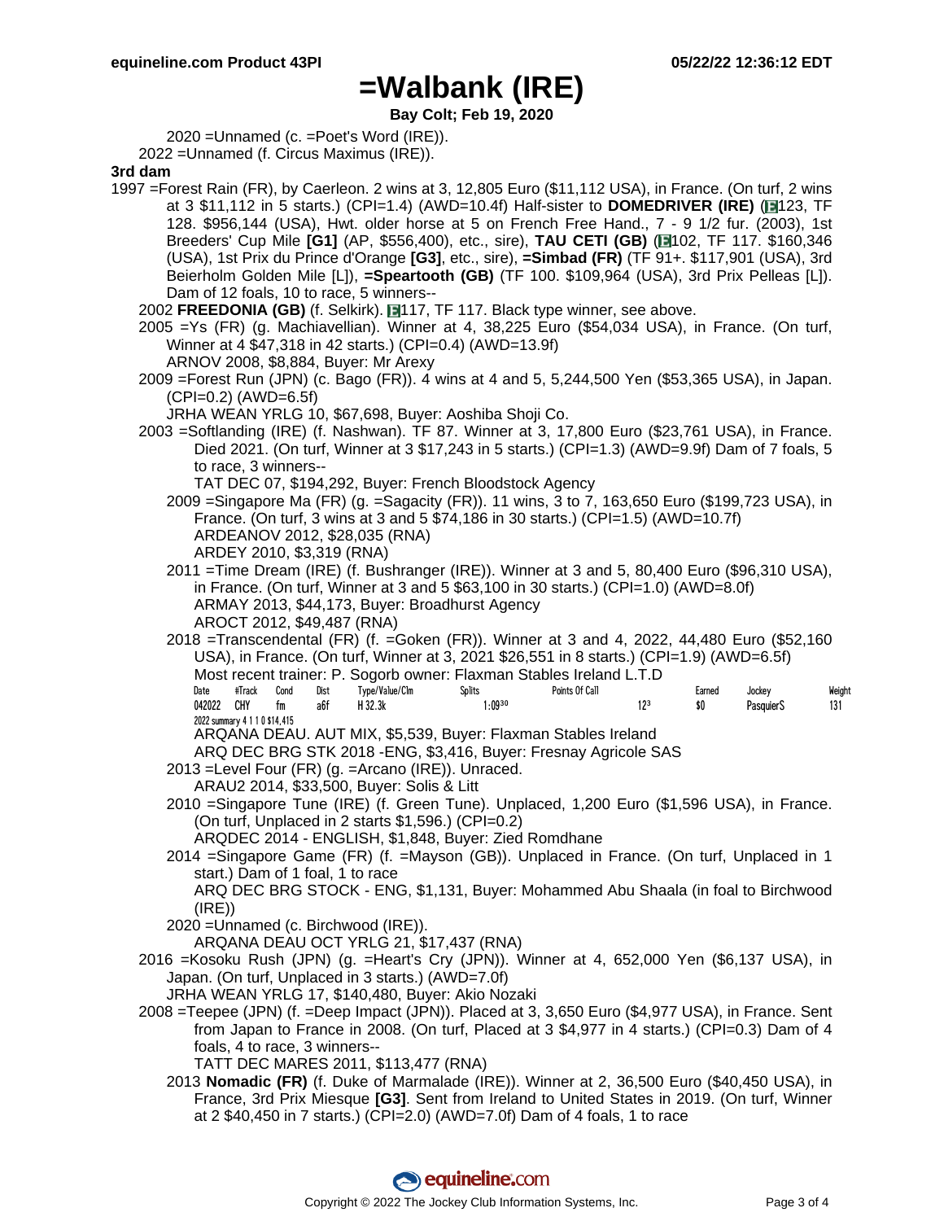# =Walbank (IRE)

**Bay Colt; Feb 19, 2020**

2020 =Unnamed (c. =Poet's Word (IRE)).

2022 =Unnamed (f. Circus Maximus (IRE)).

**3rd dam**

1997 =Forest Rain (FR), by Caerleon. 2 wins at 3, 12,805 Euro ($11,112 USA), in France. (On turf, 2 wins at 3 $11,112 in 5 starts.) (CPI=1.4) (AWD=10.4f) Half-sister to **DOMEDRIVER (IRE)** (E123, TF 128. $956,144 (USA), Hwt. older horse at 5 on French Free Hand., 7 - 9 1/2 fur. (2003), 1st Breeders' Cup Mile **[G1]** (AP, $556,400), etc., sire), **TAU CETI (GB)** (E102, TF 117. $160,346 (USA), 1st Prix du Prince d'Orange **[G3]**, etc., sire), **=Simbad (FR)** (TF 91+. $117,901 (USA), 3rd Beierholm Golden Mile [L]), **=Speartooth (GB)** (TF 100. $109,964 (USA), 3rd Prix Pelleas [L]). Dam of 12 foals, 10 to race, 5 winners--

2002 **FREEDONIA (GB)** (f. Selkirk). E117, TF 117. Black type winner, see above.

2005 =Ys (FR) (g. Machiavellian). Winner at 4, 38,225 Euro ($54,034 USA), in France. (On turf, Winner at 4 $47,318 in 42 starts.) (CPI=0.4) (AWD=13.9f)
ARNOV 2008, $8,884, Buyer: Mr Arexy

2009 =Forest Run (JPN) (c. Bago (FR)). 4 wins at 4 and 5, 5,244,500 Yen ($53,365 USA), in Japan. (CPI=0.2) (AWD=6.5f)
JRHA WEAN YRLG 10, $67,698, Buyer: Aoshiba Shoji Co.

2003 =Softlanding (IRE) (f. Nashwan). TF 87. Winner at 3, 17,800 Euro ($23,761 USA), in France. Died 2021. (On turf, Winner at 3 $17,243 in 5 starts.) (CPI=1.3) (AWD=9.9f) Dam of 7 foals, 5 to race, 3 winners--
TAT DEC 07, $194,292, Buyer: French Bloodstock Agency

2009 =Singapore Ma (FR) (g. =Sagacity (FR)). 11 wins, 3 to 7, 163,650 Euro ($199,723 USA), in France. (On turf, 3 wins at 3 and 5 $74,186 in 30 starts.) (CPI=1.5) (AWD=10.7f)
ARDEANOV 2012, $28,035 (RNA)
ARDEY 2010, $3,319 (RNA)

2011 =Time Dream (IRE) (f. Bushranger (IRE)). Winner at 3 and 5, 80,400 Euro ($96,310 USA), in France. (On turf, Winner at 3 and 5 $63,100 in 30 starts.) (CPI=1.0) (AWD=8.0f)
ARMAY 2013, $44,173, Buyer: Broadhurst Agency
AROCT 2012, $49,487 (RNA)

2018 =Transcendental (FR) (f. =Goken (FR)). Winner at 3 and 4, 2022, 44,480 Euro ($52,160 USA), in France. (On turf, Winner at 3, 2021 $26,551 in 8 starts.) (CPI=1.9) (AWD=6.5f)
Most recent trainer: P. Sogorb owner: Flaxman Stables Ireland L.T.D

| Date | #Track | Cond | Dist | Type/Value/Clm | Splits | Points Of Call | | Earned | Jockey | Weight |
|---|---|---|---|---|---|---|---|---|---|---|
| 042022 | CHY | fm | a6f | H 32.3k | 1:09[30] | | 12[3] | $0 | PasquierS | 131 |

2022 summary 4 1 1 0 $14,415

ARQANA DEAU. AUT MIX, $5,539, Buyer: Flaxman Stables Ireland
ARQ DEC BRG STK 2018 -ENG, $3,416, Buyer: Fresnay Agricole SAS

2013 =Level Four (FR) (g. =Arcano (IRE)). Unraced.
ARAU2 2014, $33,500, Buyer: Solis & Litt

2010 =Singapore Tune (IRE) (f. Green Tune). Unplaced, 1,200 Euro ($1,596 USA), in France. (On turf, Unplaced in 2 starts $1,596.) (CPI=0.2)
ARQDEC 2014 - ENGLISH, $1,848, Buyer: Zied Romdhane

2014 =Singapore Game (FR) (f. =Mayson (GB)). Unplaced in France. (On turf, Unplaced in 1 start.) Dam of 1 foal, 1 to race
ARQ DEC BRG STOCK - ENG, $1,131, Buyer: Mohammed Abu Shaala (in foal to Birchwood (IRE))

2020 =Unnamed (c. Birchwood (IRE)).
ARQANA DEAU OCT YRLG 21, $17,437 (RNA)

2016 =Kosoku Rush (JPN) (g. =Heart's Cry (JPN)). Winner at 4, 652,000 Yen ($6,137 USA), in Japan. (On turf, Unplaced in 3 starts.) (AWD=7.0f)
JRHA WEAN YRLG 17, $140,480, Buyer: Akio Nozaki

2008 =Teepee (JPN) (f. =Deep Impact (JPN)). Placed at 3, 3,650 Euro ($4,977 USA), in France. Sent from Japan to France in 2008. (On turf, Placed at 3 $4,977 in 4 starts.) (CPI=0.3) Dam of 4 foals, 4 to race, 3 winners--
TATT DEC MARES 2011, $113,477 (RNA)

2013 **Nomadic (FR)** (f. Duke of Marmalade (IRE)). Winner at 2, 36,500 Euro ($40,450 USA), in France, 3rd Prix Miesque **[G3]**. Sent from Ireland to United States in 2019. (On turf, Winner at 2 $40,450 in 7 starts.) (CPI=2.0) (AWD=7.0f) Dam of 4 foals, 1 to race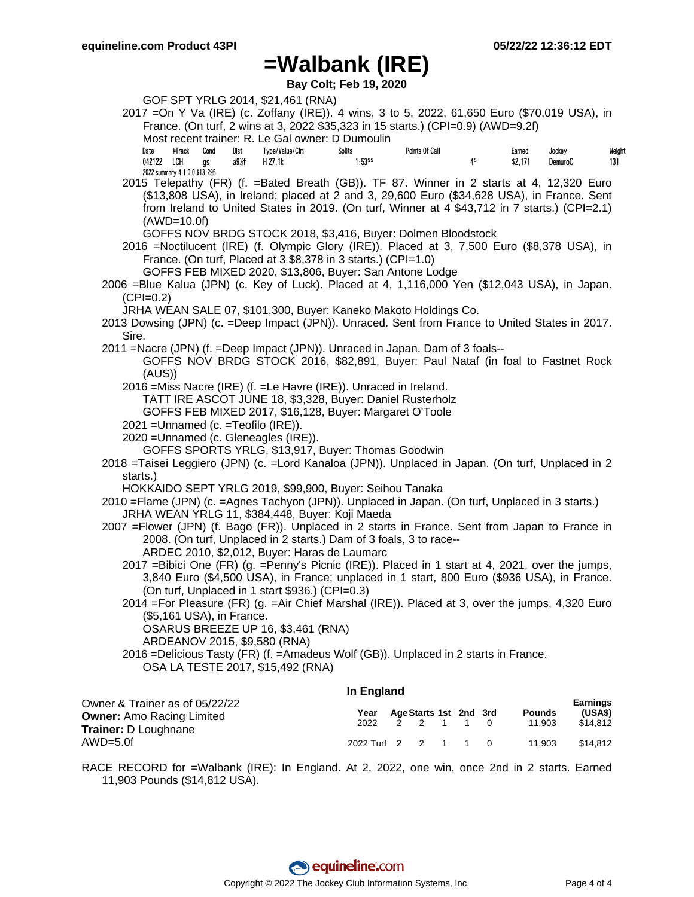# =Walbank (IRE)

**Bay Colt; Feb 19, 2020**

GOF SPT YRLG 2014, $21,461 (RNA)

2017 =On Y Va (IRE) (c. Zoffany (IRE)). 4 wins, 3 to 5, 2022, 61,650 Euro ($70,019 USA), in France. (On turf, 2 wins at 3, 2022 $35,323 in 15 starts.) (CPI=0.9) (AWD=9.2f)

Most recent trainer: R. Le Gal owner: D Dumoulin

| Date | #Track | Cond | Dist | Type/Value/Clm | Splits | Points Of Call | | Earned | Jockey | Weight |
|---|---|---|---|---|---|---|---|---|---|---|
| 042122 | LCH | gs | a9½f | H 27.1k | 1:53⁹⁹ | | 4⁵ | $2,171 | DemuroC | 131 |

2022 summary 4 1 0 0 $13,295

2015 Telepathy (FR) (f. =Bated Breath (GB)). TF 87. Winner in 2 starts at 4, 12,320 Euro ($13,808 USA), in Ireland; placed at 2 and 3, 29,600 Euro ($34,628 USA), in France. Sent from Ireland to United States in 2019. (On turf, Winner at 4 $43,712 in 7 starts.) (CPI=2.1) (AWD=10.0f)

GOFFS NOV BRDG STOCK 2018, $3,416, Buyer: Dolmen Bloodstock

2016 =Noctilucent (IRE) (f. Olympic Glory (IRE)). Placed at 3, 7,500 Euro ($8,378 USA), in France. (On turf, Placed at 3 $8,378 in 3 starts.) (CPI=1.0)

GOFFS FEB MIXED 2020, $13,806, Buyer: San Antone Lodge

2006 =Blue Kalua (JPN) (c. Key of Luck). Placed at 4, 1,116,000 Yen ($12,043 USA), in Japan. (CPI=0.2)

JRHA WEAN SALE 07, $101,300, Buyer: Kaneko Makoto Holdings Co.

2013 Dowsing (JPN) (c. =Deep Impact (JPN)). Unraced. Sent from France to United States in 2017. Sire.

2011 =Nacre (JPN) (f. =Deep Impact (JPN)). Unraced in Japan. Dam of 3 foals--

GOFFS NOV BRDG STOCK 2016, $82,891, Buyer: Paul Nataf (in foal to Fastnet Rock (AUS))

2016 =Miss Nacre (IRE) (f. =Le Havre (IRE)). Unraced in Ireland.

TATT IRE ASCOT JUNE 18, $3,328, Buyer: Daniel Rusterholz

GOFFS FEB MIXED 2017, $16,128, Buyer: Margaret O'Toole

2021 =Unnamed (c. =Teofilo (IRE)).

2020 =Unnamed (c. Gleneagles (IRE)).

GOFFS SPORTS YRLG, $13,917, Buyer: Thomas Goodwin

2018 =Taisei Leggiero (JPN) (c. =Lord Kanaloa (JPN)). Unplaced in Japan. (On turf, Unplaced in 2 starts.)

HOKKAIDO SEPT YRLG 2019, $99,900, Buyer: Seihou Tanaka

2010 =Flame (JPN) (c. =Agnes Tachyon (JPN)). Unplaced in Japan. (On turf, Unplaced in 3 starts.)

JRHA WEAN YRLG 11, $384,448, Buyer: Koji Maeda

2007 =Flower (JPN) (f. Bago (FR)). Unplaced in 2 starts in France. Sent from Japan to France in 2008. (On turf, Unplaced in 2 starts.) Dam of 3 foals, 3 to race--

ARDEC 2010, $2,012, Buyer: Haras de Laumarc

2017 =Bibici One (FR) (g. =Penny's Picnic (IRE)). Placed in 1 start at 4, 2021, over the jumps, 3,840 Euro ($4,500 USA), in France; unplaced in 1 start, 800 Euro ($936 USA), in France. (On turf, Unplaced in 1 start $936.) (CPI=0.3)

2014 =For Pleasure (FR) (g. =Air Chief Marshal (IRE)). Placed at 3, over the jumps, 4,320 Euro ($5,161 USA), in France.

OSARUS BREEZE UP 16, $3,461 (RNA)

ARDEANOV 2015, $9,580 (RNA)

2016 =Delicious Tasty (FR) (f. =Amadeus Wolf (GB)). Unplaced in 2 starts in France.

OSA LA TESTE 2017, $15,492 (RNA)

Owner & Trainer as of 05/22/22

**Owner:** Amo Racing Limited

**Trainer:** D Loughnane

AWD=5.0f

**In England**

| Year | Age | Starts | 1st | 2nd | 3rd | Pounds | Earnings (USA$) |
|---|---|---|---|---|---|---|---|
| 2022 | 2 | 2 | 1 | 1 | 0 | 11,903 | $14,812 |
| 2022 Turf | 2 | 2 | 1 | 1 | 0 | 11,903 | $14,812 |

RACE RECORD for =Walbank (IRE): In England. At 2, 2022, one win, once 2nd in 2 starts. Earned 11,903 Pounds ($14,812 USA).